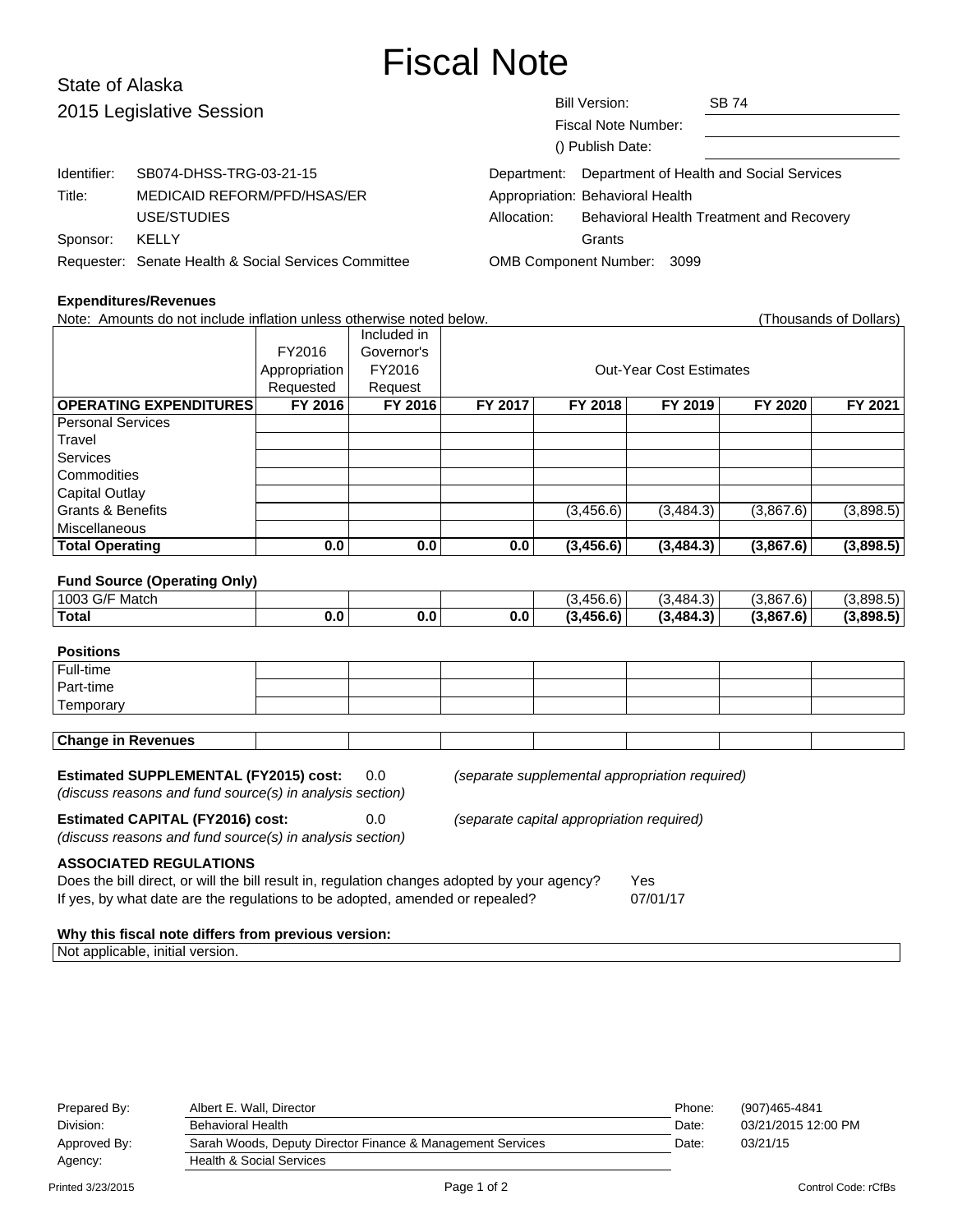# Fiscal Note

State of Alaska
2015 Legislative Session

| | |
|---|---|
| Bill Version: | SB 74 |
| Fiscal Note Number: | |
| () Publish Date: | |

| | |
|---|---|
| Identifier: | SB074-DHSS-TRG-03-21-15 |
| Title: | MEDICAID REFORM/PFD/HSAS/ER USE/STUDIES |
| Sponsor: | KELLY |
| Requester: | Senate Health & Social Services Committee |

| | |
|---|---|
| Department: | Department of Health and Social Services |
| Appropriation: | Behavioral Health |
| Allocation: | Behavioral Health Treatment and Recovery Grants |
| OMB Component Number: | 3099 |

**Expenditures/Revenues**

Note: Amounts do not include inflation unless otherwise noted below. (Thousands of Dollars)

| | FY2016 Appropriation Requested | Included in Governor's FY2016 Request | Out-Year Cost Estimates | | | | |
|---|---|---|---|---|---|---|---|
| **OPERATING EXPENDITURES** | **FY 2016** | **FY 2016** | **FY 2017** | **FY 2018** | **FY 2019** | **FY 2020** | **FY 2021** |
| Personal Services | | | | | | | |
| Travel | | | | | | | |
| Services | | | | | | | |
| Commodities | | | | | | | |
| Capital Outlay | | | | | | | |
| Grants & Benefits | | | | (3,456.6) | (3,484.3) | (3,867.6) | (3,898.5) |
| Miscellaneous | | | | | | | |
| **Total Operating** | **0.0** | **0.0** | **0.0** | **(3,456.6)** | **(3,484.3)** | **(3,867.6)** | **(3,898.5)** |

**Fund Source (Operating Only)**

| | FY 2016 | FY 2016 | FY 2017 | FY 2018 | FY 2019 | FY 2020 | FY 2021 |
|---|---|---|---|---|---|---|---|
| 1003 G/F Match | | | | (3,456.6) | (3,484.3) | (3,867.6) | (3,898.5) |
| **Total** | **0.0** | **0.0** | **0.0** | **(3,456.6)** | **(3,484.3)** | **(3,867.6)** | **(3,898.5)** |

**Positions**

| | FY 2016 | FY 2016 | FY 2017 | FY 2018 | FY 2019 | FY 2020 | FY 2021 |
|---|---|---|---|---|---|---|---|
| Full-time | | | | | | | |
| Part-time | | | | | | | |
| Temporary | | | | | | | |

| | FY 2016 | FY 2016 | FY 2017 | FY 2018 | FY 2019 | FY 2020 | FY 2021 |
|---|---|---|---|---|---|---|---|
| **Change in Revenues** | | | | | | | |

**Estimated SUPPLEMENTAL (FY2015) cost:** 0.0 *(separate supplemental appropriation required)*
*(discuss reasons and fund source(s) in analysis section)*

**Estimated CAPITAL (FY2016) cost:** 0.0 *(separate capital appropriation required)*
*(discuss reasons and fund source(s) in analysis section)*

**ASSOCIATED REGULATIONS**

Does the bill direct, or will the bill result in, regulation changes adopted by your agency? Yes
If yes, by what date are the regulations to be adopted, amended or repealed? 07/01/17

**Why this fiscal note differs from previous version:**

Not applicable, initial version.

| | | | |
|---|---|---|---|
| Prepared By: | Albert E. Wall, Director | Phone: | (907)465-4841 |
| Division: | Behavioral Health | Date: | 03/21/2015 12:00 PM |
| Approved By: | Sarah Woods, Deputy Director Finance & Management Services | Date: | 03/21/15 |
| Agency: | Health & Social Services | | |

Printed 3/23/2015 Control Code: rCfBs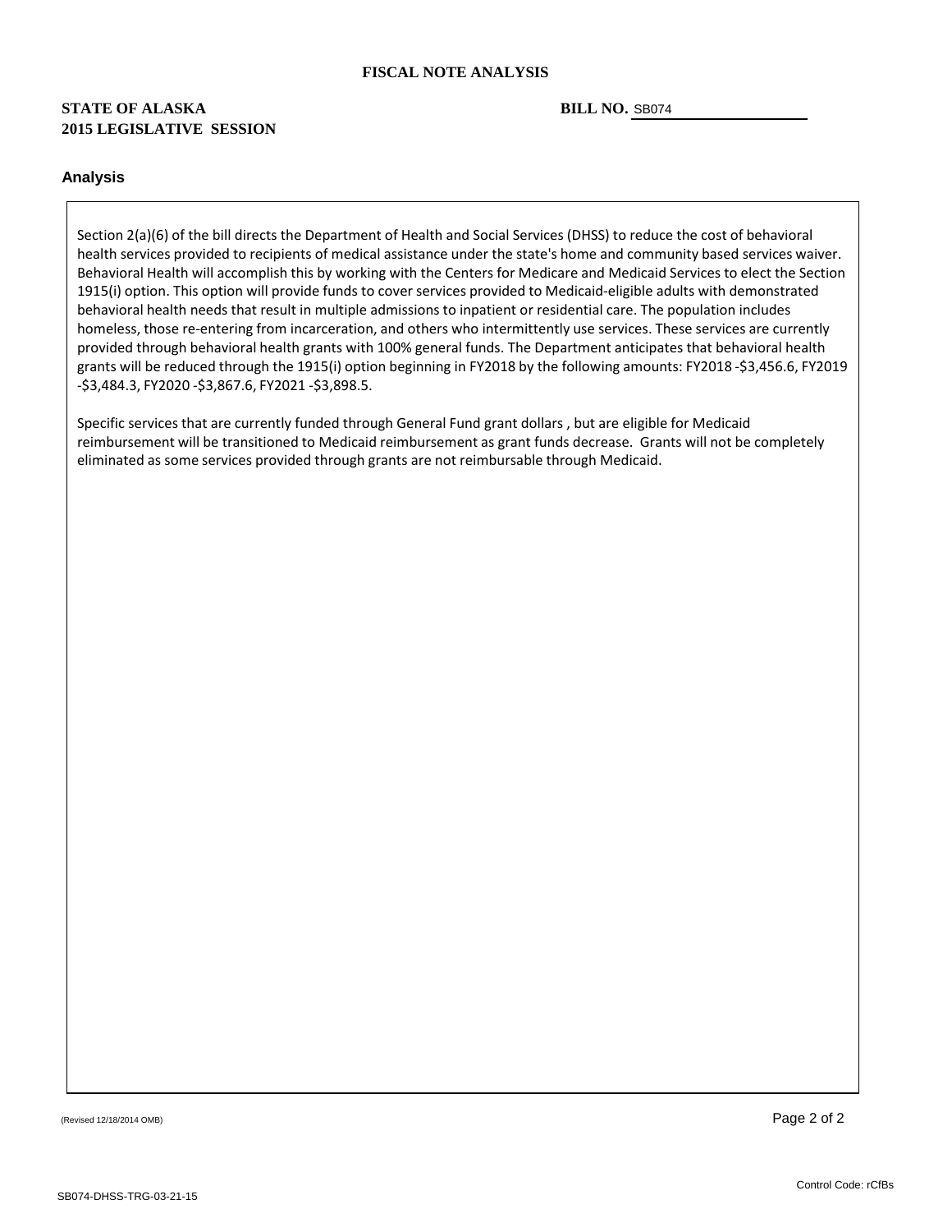**FISCAL NOTE ANALYSIS**

**STATE OF ALASKA**
**2015 LEGISLATIVE SESSION**

**BILL NO.** SB074

## Analysis

Section 2(a)(6) of the bill directs the Department of Health and Social Services (DHSS) to reduce the cost of behavioral health services provided to recipients of medical assistance under the state's home and community based services waiver. Behavioral Health will accomplish this by working with the Centers for Medicare and Medicaid Services to elect the Section 1915(i) option. This option will provide funds to cover services provided to Medicaid-eligible adults with demonstrated behavioral health needs that result in multiple admissions to inpatient or residential care. The population includes homeless, those re-entering from incarceration, and others who intermittently use services. These services are currently provided through behavioral health grants with 100% general funds. The Department anticipates that behavioral health grants will be reduced through the 1915(i) option beginning in FY2018 by the following amounts: FY2018 -$3,456.6, FY2019 -$3,484.3, FY2020 -$3,867.6, FY2021 -$3,898.5.

Specific services that are currently funded through General Fund grant dollars , but are eligible for Medicaid reimbursement will be transitioned to Medicaid reimbursement as grant funds decrease. Grants will not be completely eliminated as some services provided through grants are not reimbursable through Medicaid.

(Revised 12/18/2014 OMB)

Control Code: rCfBs

SB074-DHSS-TRG-03-21-15